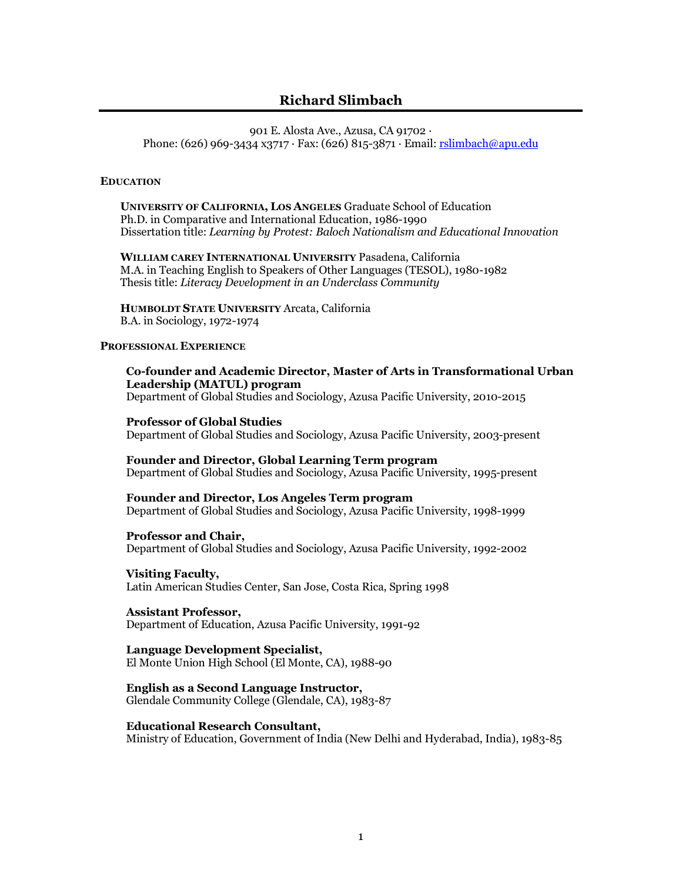# Richard Slimbach

901 E. Alosta Ave., Azusa, CA 91702 ·
Phone: (626) 969-3434 x3717 · Fax: (626) 815-3871 · Email: rslimbach@apu.edu

## EDUCATION

**UNIVERSITY OF CALIFORNIA, LOS ANGELES** Graduate School of Education
Ph.D. in Comparative and International Education, 1986-1990
Dissertation title: *Learning by Protest: Baloch Nationalism and Educational Innovation*

**WILLIAM CAREY INTERNATIONAL UNIVERSITY** Pasadena, California
M.A. in Teaching English to Speakers of Other Languages (TESOL), 1980-1982
Thesis title: *Literacy Development in an Underclass Community*

**HUMBOLDT STATE UNIVERSITY** Arcata, California
B.A. in Sociology, 1972-1974

## PROFESSIONAL EXPERIENCE

**Co-founder and Academic Director, Master of Arts in Transformational Urban Leadership (MATUL) program**
Department of Global Studies and Sociology, Azusa Pacific University, 2010-2015

**Professor of Global Studies**
Department of Global Studies and Sociology, Azusa Pacific University, 2003-present

**Founder and Director, Global Learning Term program**
Department of Global Studies and Sociology, Azusa Pacific University, 1995-present

**Founder and Director, Los Angeles Term program**
Department of Global Studies and Sociology, Azusa Pacific University, 1998-1999

**Professor and Chair,**
Department of Global Studies and Sociology, Azusa Pacific University, 1992-2002

**Visiting Faculty,**
Latin American Studies Center, San Jose, Costa Rica, Spring 1998

**Assistant Professor,**
Department of Education, Azusa Pacific University, 1991-92

**Language Development Specialist,**
El Monte Union High School (El Monte, CA), 1988-90

**English as a Second Language Instructor,**
Glendale Community College (Glendale, CA), 1983-87

**Educational Research Consultant,**
Ministry of Education, Government of India (New Delhi and Hyderabad, India), 1983-85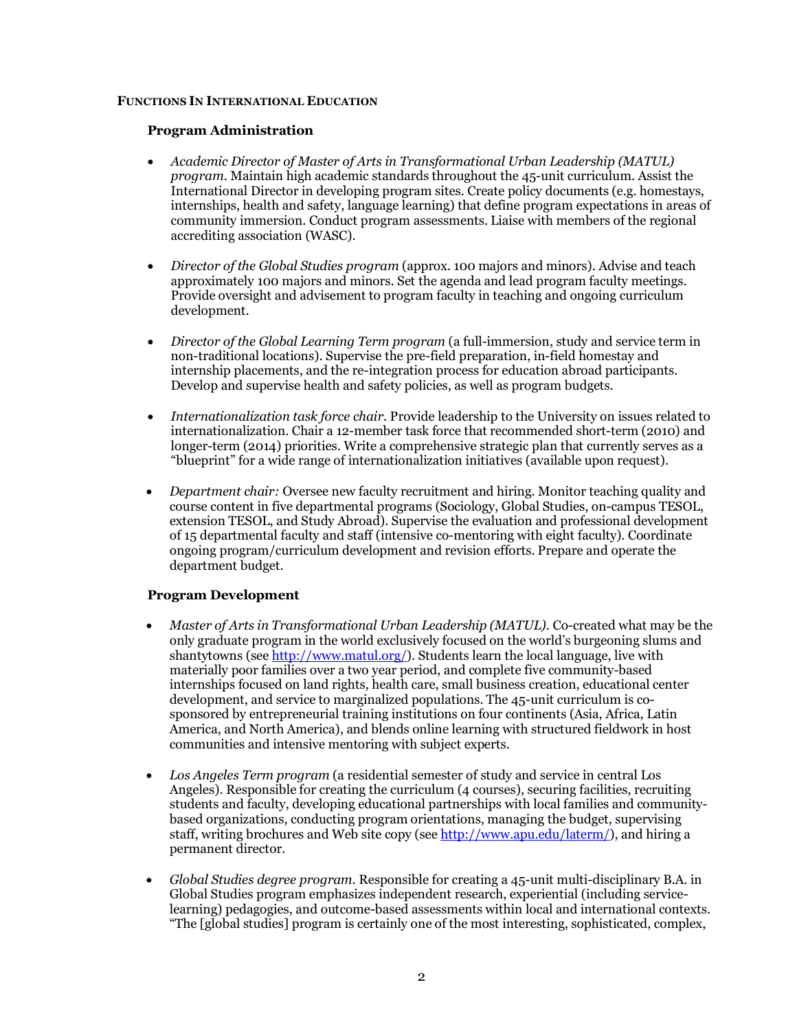## Functions In International Education

### Program Administration

- *Academic Director of Master of Arts in Transformational Urban Leadership (MATUL) program.* Maintain high academic standards throughout the 45-unit curriculum. Assist the International Director in developing program sites. Create policy documents (e.g. homestays, internships, health and safety, language learning) that define program expectations in areas of community immersion. Conduct program assessments. Liaise with members of the regional accrediting association (WASC).

- *Director of the Global Studies program* (approx. 100 majors and minors). Advise and teach approximately 100 majors and minors. Set the agenda and lead program faculty meetings. Provide oversight and advisement to program faculty in teaching and ongoing curriculum development.

- *Director of the Global Learning Term program* (a full-immersion, study and service term in non-traditional locations). Supervise the pre-field preparation, in-field homestay and internship placements, and the re-integration process for education abroad participants. Develop and supervise health and safety policies, as well as program budgets.

- *Internationalization task force chair.* Provide leadership to the University on issues related to internationalization. Chair a 12-member task force that recommended short-term (2010) and longer-term (2014) priorities. Write a comprehensive strategic plan that currently serves as a "blueprint" for a wide range of internationalization initiatives (available upon request).

- *Department chair:* Oversee new faculty recruitment and hiring. Monitor teaching quality and course content in five departmental programs (Sociology, Global Studies, on-campus TESOL, extension TESOL, and Study Abroad). Supervise the evaluation and professional development of 15 departmental faculty and staff (intensive co-mentoring with eight faculty). Coordinate ongoing program/curriculum development and revision efforts. Prepare and operate the department budget.

### Program Development

- *Master of Arts in Transformational Urban Leadership (MATUL).* Co-created what may be the only graduate program in the world exclusively focused on the world's burgeoning slums and shantytowns (see [http://www.matul.org/](http://www.matul.org/)). Students learn the local language, live with materially poor families over a two year period, and complete five community-based internships focused on land rights, health care, small business creation, educational center development, and service to marginalized populations. The 45-unit curriculum is co-sponsored by entrepreneurial training institutions on four continents (Asia, Africa, Latin America, and North America), and blends online learning with structured fieldwork in host communities and intensive mentoring with subject experts.

- *Los Angeles Term program* (a residential semester of study and service in central Los Angeles). Responsible for creating the curriculum (4 courses), securing facilities, recruiting students and faculty, developing educational partnerships with local families and community-based organizations, conducting program orientations, managing the budget, supervising staff, writing brochures and Web site copy (see [http://www.apu.edu/laterm/](http://www.apu.edu/laterm/)), and hiring a permanent director.

- *Global Studies degree program.* Responsible for creating a 45-unit multi-disciplinary B.A. in Global Studies program emphasizes independent research, experiential (including service-learning) pedagogies, and outcome-based assessments within local and international contexts. "The [global studies] program is certainly one of the most interesting, sophisticated, complex,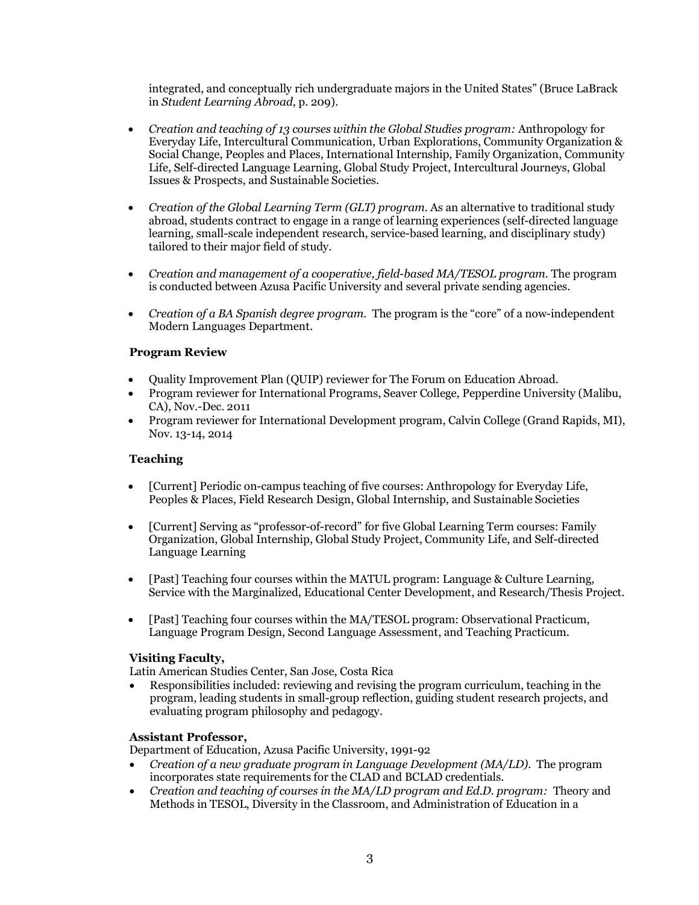integrated, and conceptually rich undergraduate majors in the United States" (Bruce LaBrack in *Student Learning Abroad*, p. 209).

- *Creation and teaching of 13 courses within the Global Studies program:* Anthropology for Everyday Life, Intercultural Communication, Urban Explorations, Community Organization & Social Change, Peoples and Places, International Internship, Family Organization, Community Life, Self-directed Language Learning, Global Study Project, Intercultural Journeys, Global Issues & Prospects, and Sustainable Societies.

- *Creation of the Global Learning Term (GLT) program.* As an alternative to traditional study abroad, students contract to engage in a range of learning experiences (self-directed language learning, small-scale independent research, service-based learning, and disciplinary study) tailored to their major field of study.

- *Creation and management of a cooperative, field-based MA/TESOL program.* The program is conducted between Azusa Pacific University and several private sending agencies.

- *Creation of a BA Spanish degree program.* The program is the "core" of a now-independent Modern Languages Department.

**Program Review**

- Quality Improvement Plan (QUIP) reviewer for The Forum on Education Abroad.
- Program reviewer for International Programs, Seaver College, Pepperdine University (Malibu, CA), Nov.-Dec. 2011
- Program reviewer for International Development program, Calvin College (Grand Rapids, MI), Nov. 13-14, 2014

**Teaching**

- [Current] Periodic on-campus teaching of five courses: Anthropology for Everyday Life, Peoples & Places, Field Research Design, Global Internship, and Sustainable Societies

- [Current] Serving as "professor-of-record" for five Global Learning Term courses: Family Organization, Global Internship, Global Study Project, Community Life, and Self-directed Language Learning

- [Past] Teaching four courses within the MATUL program: Language & Culture Learning, Service with the Marginalized, Educational Center Development, and Research/Thesis Project.

- [Past] Teaching four courses within the MA/TESOL program: Observational Practicum, Language Program Design, Second Language Assessment, and Teaching Practicum.

**Visiting Faculty,**
Latin American Studies Center, San Jose, Costa Rica

- Responsibilities included: reviewing and revising the program curriculum, teaching in the program, leading students in small-group reflection, guiding student research projects, and evaluating program philosophy and pedagogy.

**Assistant Professor,**
Department of Education, Azusa Pacific University, 1991-92

- *Creation of a new graduate program in Language Development (MA/LD).* The program incorporates state requirements for the CLAD and BCLAD credentials.
- *Creation and teaching of courses in the MA/LD program and Ed.D. program:* Theory and Methods in TESOL, Diversity in the Classroom, and Administration of Education in a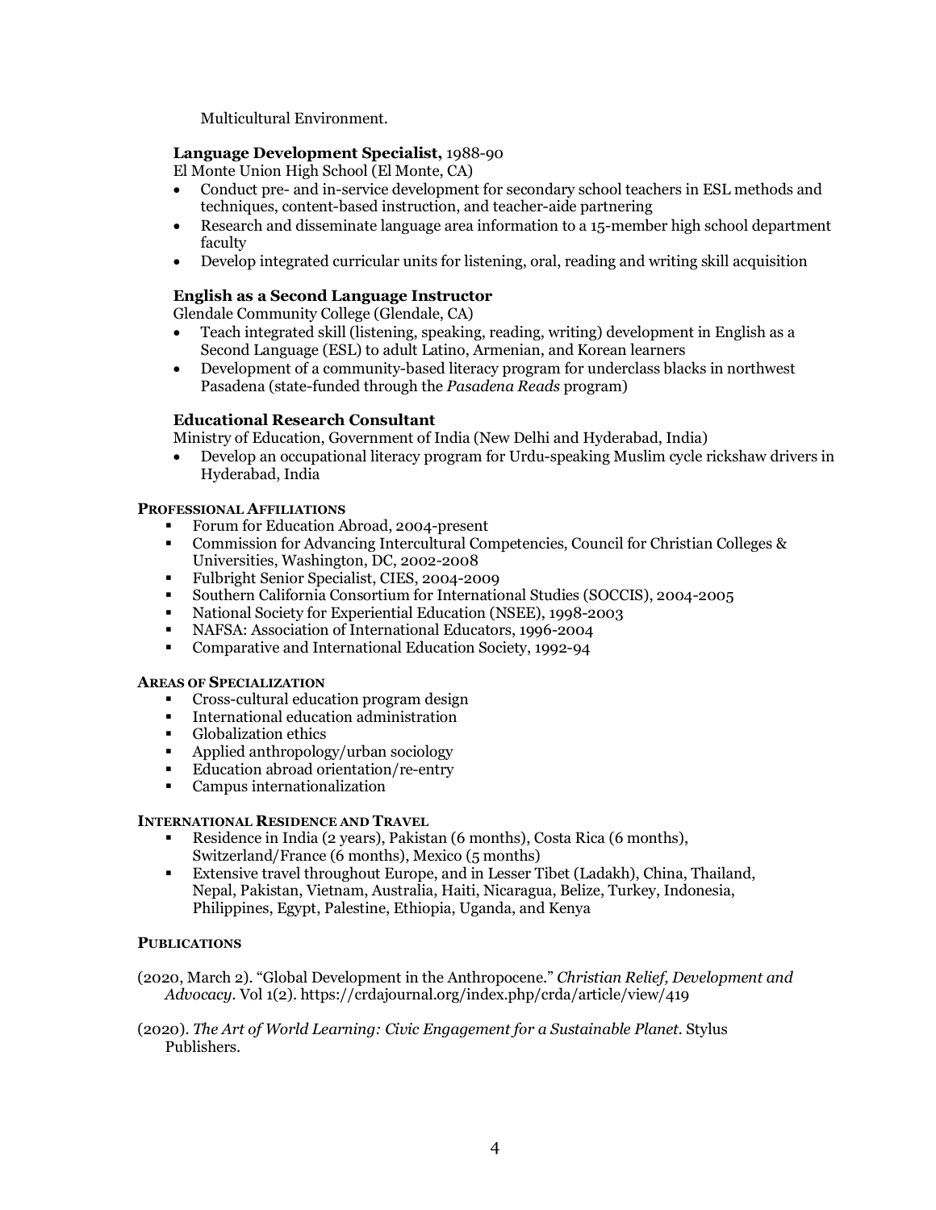Multicultural Environment.

**Language Development Specialist,** 1988-90
El Monte Union High School (El Monte, CA)

- Conduct pre- and in-service development for secondary school teachers in ESL methods and techniques, content-based instruction, and teacher-aide partnering
- Research and disseminate language area information to a 15-member high school department faculty
- Develop integrated curricular units for listening, oral, reading and writing skill acquisition

**English as a Second Language Instructor**
Glendale Community College (Glendale, CA)

- Teach integrated skill (listening, speaking, reading, writing) development in English as a Second Language (ESL) to adult Latino, Armenian, and Korean learners
- Development of a community-based literacy program for underclass blacks in northwest Pasadena (state-funded through the *Pasadena Reads* program)

**Educational Research Consultant**
Ministry of Education, Government of India (New Delhi and Hyderabad, India)

- Develop an occupational literacy program for Urdu-speaking Muslim cycle rickshaw drivers in Hyderabad, India

## PROFESSIONAL AFFILIATIONS

- Forum for Education Abroad, 2004-present
- Commission for Advancing Intercultural Competencies, Council for Christian Colleges & Universities, Washington, DC, 2002-2008
- Fulbright Senior Specialist, CIES, 2004-2009
- Southern California Consortium for International Studies (SOCCIS), 2004-2005
- National Society for Experiential Education (NSEE), 1998-2003
- NAFSA: Association of International Educators, 1996-2004
- Comparative and International Education Society, 1992-94

## AREAS OF SPECIALIZATION

- Cross-cultural education program design
- International education administration
- Globalization ethics
- Applied anthropology/urban sociology
- Education abroad orientation/re-entry
- Campus internationalization

## INTERNATIONAL RESIDENCE AND TRAVEL

- Residence in India (2 years), Pakistan (6 months), Costa Rica (6 months), Switzerland/France (6 months), Mexico (5 months)
- Extensive travel throughout Europe, and in Lesser Tibet (Ladakh), China, Thailand, Nepal, Pakistan, Vietnam, Australia, Haiti, Nicaragua, Belize, Turkey, Indonesia, Philippines, Egypt, Palestine, Ethiopia, Uganda, and Kenya

## PUBLICATIONS

(2020, March 2). "Global Development in the Anthropocene." *Christian Relief, Development and Advocacy*. Vol 1(2). https://crdajournal.org/index.php/crda/article/view/419

(2020). *The Art of World Learning: Civic Engagement for a Sustainable Planet*. Stylus Publishers.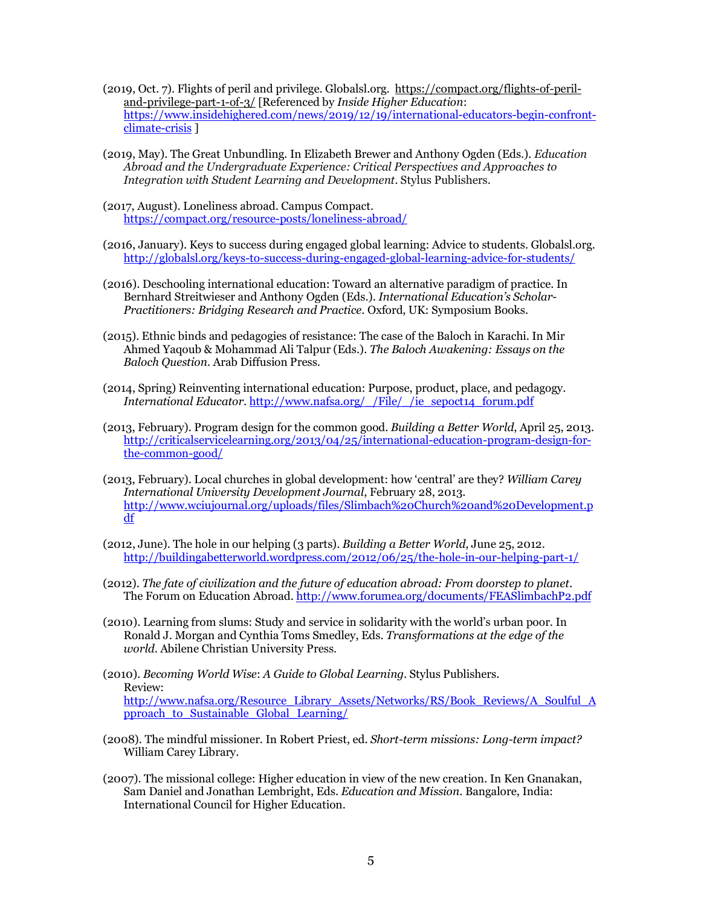(2019, Oct. 7). Flights of peril and privilege. Globalsl.org. https://compact.org/flights-of-peril-and-privilege-part-1-of-3/ [Referenced by *Inside Higher Education*: https://www.insidehighered.com/news/2019/12/19/international-educators-begin-confront-climate-crisis ]

(2019, May). The Great Unbundling. In Elizabeth Brewer and Anthony Ogden (Eds.). *Education Abroad and the Undergraduate Experience: Critical Perspectives and Approaches to Integration with Student Learning and Development*. Stylus Publishers.

(2017, August). Loneliness abroad. Campus Compact. https://compact.org/resource-posts/loneliness-abroad/

(2016, January). Keys to success during engaged global learning: Advice to students. Globalsl.org. http://globalsl.org/keys-to-success-during-engaged-global-learning-advice-for-students/

(2016). Deschooling international education: Toward an alternative paradigm of practice. In Bernhard Streitwieser and Anthony Ogden (Eds.). *International Education's Scholar-Practitioners: Bridging Research and Practice*. Oxford, UK: Symposium Books.

(2015). Ethnic binds and pedagogies of resistance: The case of the Baloch in Karachi. In Mir Ahmed Yaqoub & Mohammad Ali Talpur (Eds.). *The Baloch Awakening: Essays on the Baloch Question*. Arab Diffusion Press.

(2014, Spring) Reinventing international education: Purpose, product, place, and pedagogy. *International Educator*. http://www.nafsa.org/_/File/_/ie_sepoct14_forum.pdf

(2013, February). Program design for the common good. *Building a Better World*, April 25, 2013. http://criticalservicelearning.org/2013/04/25/international-education-program-design-for-the-common-good/

(2013, February). Local churches in global development: how 'central' are they? *William Carey International University Development Journal*, February 28, 2013. http://www.wciujournal.org/uploads/files/Slimbach%20Church%20and%20Development.pdf

(2012, June). The hole in our helping (3 parts). *Building a Better World*, June 25, 2012. http://buildingabetterworld.wordpress.com/2012/06/25/the-hole-in-our-helping-part-1/

(2012). *The fate of civilization and the future of education abroad: From doorstep to planet*. The Forum on Education Abroad. http://www.forumea.org/documents/FEASlimbachP2.pdf

(2010). Learning from slums: Study and service in solidarity with the world's urban poor. In Ronald J. Morgan and Cynthia Toms Smedley, Eds. *Transformations at the edge of the world*. Abilene Christian University Press.

(2010). *Becoming World Wise*: *A Guide to Global Learning*. Stylus Publishers.
Review: http://www.nafsa.org/Resource_Library_Assets/Networks/RS/Book_Reviews/A_Soulful_Approach_to_Sustainable_Global_Learning/

(2008). The mindful missioner. In Robert Priest, ed. *Short-term missions: Long-term impact?* William Carey Library.

(2007). The missional college: Higher education in view of the new creation. In Ken Gnanakan, Sam Daniel and Jonathan Lembright, Eds. *Education and Mission*. Bangalore, India: International Council for Higher Education.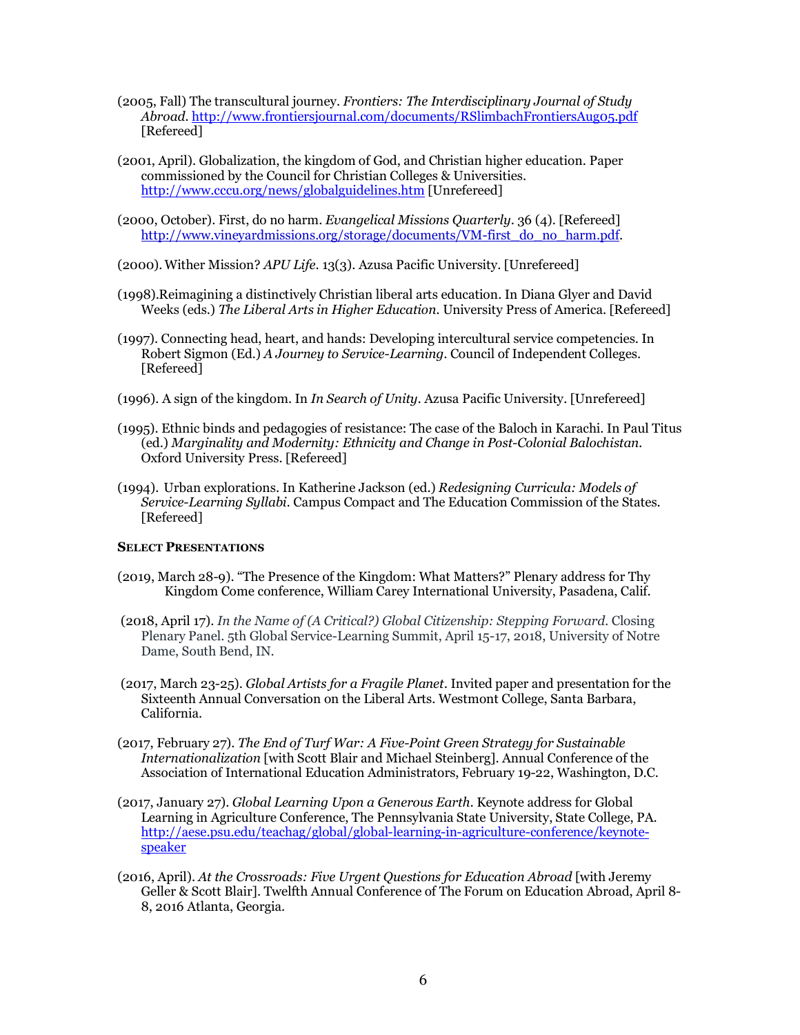(2005, Fall) The transcultural journey. *Frontiers: The Interdisciplinary Journal of Study Abroad*. http://www.frontiersjournal.com/documents/RSlimbachFrontiersAug05.pdf [Refereed]

(2001, April). Globalization, the kingdom of God, and Christian higher education. Paper commissioned by the Council for Christian Colleges & Universities. http://www.cccu.org/news/globalguidelines.htm [Unrefereed]

(2000, October). First, do no harm. *Evangelical Missions Quarterly*. 36 (4). [Refereed] http://www.vineyardmissions.org/storage/documents/VM-first_do_no_harm.pdf.

(2000). Wither Mission? *APU Life*. 13(3). Azusa Pacific University. [Unrefereed]

(1998).Reimagining a distinctively Christian liberal arts education. In Diana Glyer and David Weeks (eds.) *The Liberal Arts in Higher Education*. University Press of America. [Refereed]

(1997). Connecting head, heart, and hands: Developing intercultural service competencies. In Robert Sigmon (Ed.) *A Journey to Service-Learning*. Council of Independent Colleges. [Refereed]

(1996). A sign of the kingdom. In *In Search of Unity*. Azusa Pacific University. [Unrefereed]

(1995). Ethnic binds and pedagogies of resistance: The case of the Baloch in Karachi. In Paul Titus (ed.) *Marginality and Modernity: Ethnicity and Change in Post-Colonial Balochistan*. Oxford University Press. [Refereed]

(1994). Urban explorations. In Katherine Jackson (ed.) *Redesigning Curricula: Models of Service-Learning Syllabi*. Campus Compact and The Education Commission of the States. [Refereed]

**SELECT PRESENTATIONS**

(2019, March 28-9). "The Presence of the Kingdom: What Matters?" Plenary address for Thy Kingdom Come conference, William Carey International University, Pasadena, Calif.

(2018, April 17). *In the Name of (A Critical?) Global Citizenship: Stepping Forward*. Closing Plenary Panel. 5th Global Service-Learning Summit, April 15-17, 2018, University of Notre Dame, South Bend, IN.

(2017, March 23-25). *Global Artists for a Fragile Planet*. Invited paper and presentation for the Sixteenth Annual Conversation on the Liberal Arts. Westmont College, Santa Barbara, California.

(2017, February 27). *The End of Turf War: A Five-Point Green Strategy for Sustainable Internationalization* [with Scott Blair and Michael Steinberg]. Annual Conference of the Association of International Education Administrators, February 19-22, Washington, D.C.

(2017, January 27). *Global Learning Upon a Generous Earth*. Keynote address for Global Learning in Agriculture Conference, The Pennsylvania State University, State College, PA. http://aese.psu.edu/teachag/global/global-learning-in-agriculture-conference/keynote-speaker

(2016, April). *At the Crossroads: Five Urgent Questions for Education Abroad* [with Jeremy Geller & Scott Blair]. Twelfth Annual Conference of The Forum on Education Abroad, April 8-8, 2016 Atlanta, Georgia.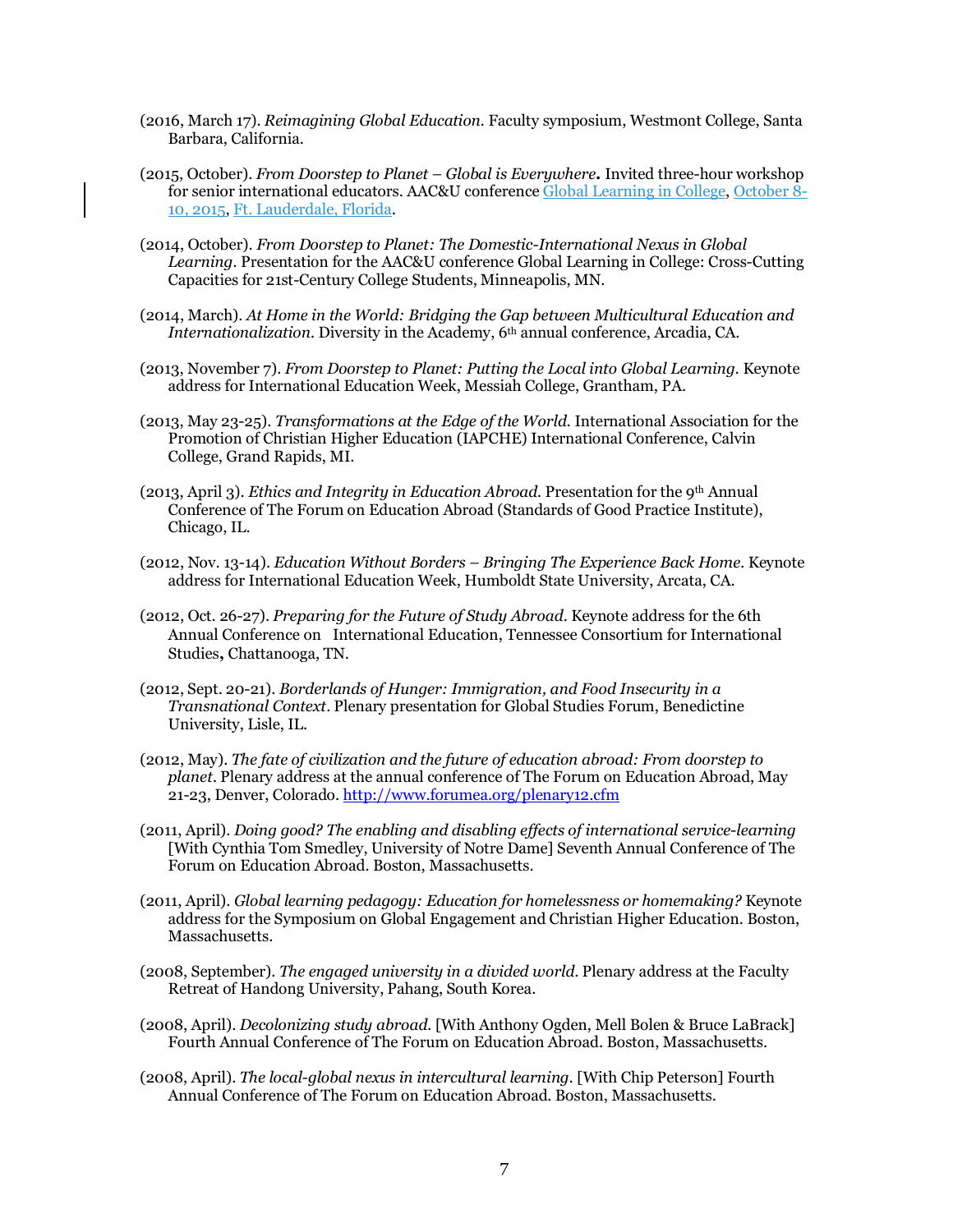(2016, March 17). *Reimagining Global Education.* Faculty symposium, Westmont College, Santa Barbara, California.

(2015, October). *From Doorstep to Planet – Global is Everywhere***.** Invited three-hour workshop for senior international educators. AAC&U conference Global Learning in College, October 8-10, 2015, Ft. Lauderdale, Florida.

(2014, October). *From Doorstep to Planet: The Domestic-International Nexus in Global Learning.* Presentation for the AAC&U conference Global Learning in College: Cross-Cutting Capacities for 21st-Century College Students, Minneapolis, MN.

(2014, March). *At Home in the World: Bridging the Gap between Multicultural Education and Internationalization.* Diversity in the Academy, 6th annual conference, Arcadia, CA.

(2013, November 7). *From Doorstep to Planet: Putting the Local into Global Learning.* Keynote address for International Education Week, Messiah College, Grantham, PA.

(2013, May 23-25). *Transformations at the Edge of the World.* International Association for the Promotion of Christian Higher Education (IAPCHE) International Conference, Calvin College, Grand Rapids, MI.

(2013, April 3). *Ethics and Integrity in Education Abroad.* Presentation for the 9th Annual Conference of The Forum on Education Abroad (Standards of Good Practice Institute), Chicago, IL.

(2012, Nov. 13-14). *Education Without Borders – Bringing The Experience Back Home.* Keynote address for International Education Week, Humboldt State University, Arcata, CA.

(2012, Oct. 26-27). *Preparing for the Future of Study Abroad.* Keynote address for the 6th Annual Conference on International Education, Tennessee Consortium for International Studies**,** Chattanooga, TN.

(2012, Sept. 20-21). *Borderlands of Hunger: Immigration, and Food Insecurity in a Transnational Context*. Plenary presentation for Global Studies Forum, Benedictine University, Lisle, IL.

(2012, May). *The fate of civilization and the future of education abroad: From doorstep to planet.* Plenary address at the annual conference of The Forum on Education Abroad, May 21-23, Denver, Colorado. http://www.forumea.org/plenary12.cfm

(2011, April). *Doing good? The enabling and disabling effects of international service-learning* [With Cynthia Tom Smedley, University of Notre Dame] Seventh Annual Conference of The Forum on Education Abroad. Boston, Massachusetts.

(2011, April). *Global learning pedagogy: Education for homelessness or homemaking?* Keynote address for the Symposium on Global Engagement and Christian Higher Education. Boston, Massachusetts.

(2008, September). *The engaged university in a divided world.* Plenary address at the Faculty Retreat of Handong University, Pahang, South Korea.

(2008, April). *Decolonizing study abroad.* [With Anthony Ogden, Mell Bolen & Bruce LaBrack] Fourth Annual Conference of The Forum on Education Abroad. Boston, Massachusetts.

(2008, April). *The local-global nexus in intercultural learning*. [With Chip Peterson] Fourth Annual Conference of The Forum on Education Abroad. Boston, Massachusetts.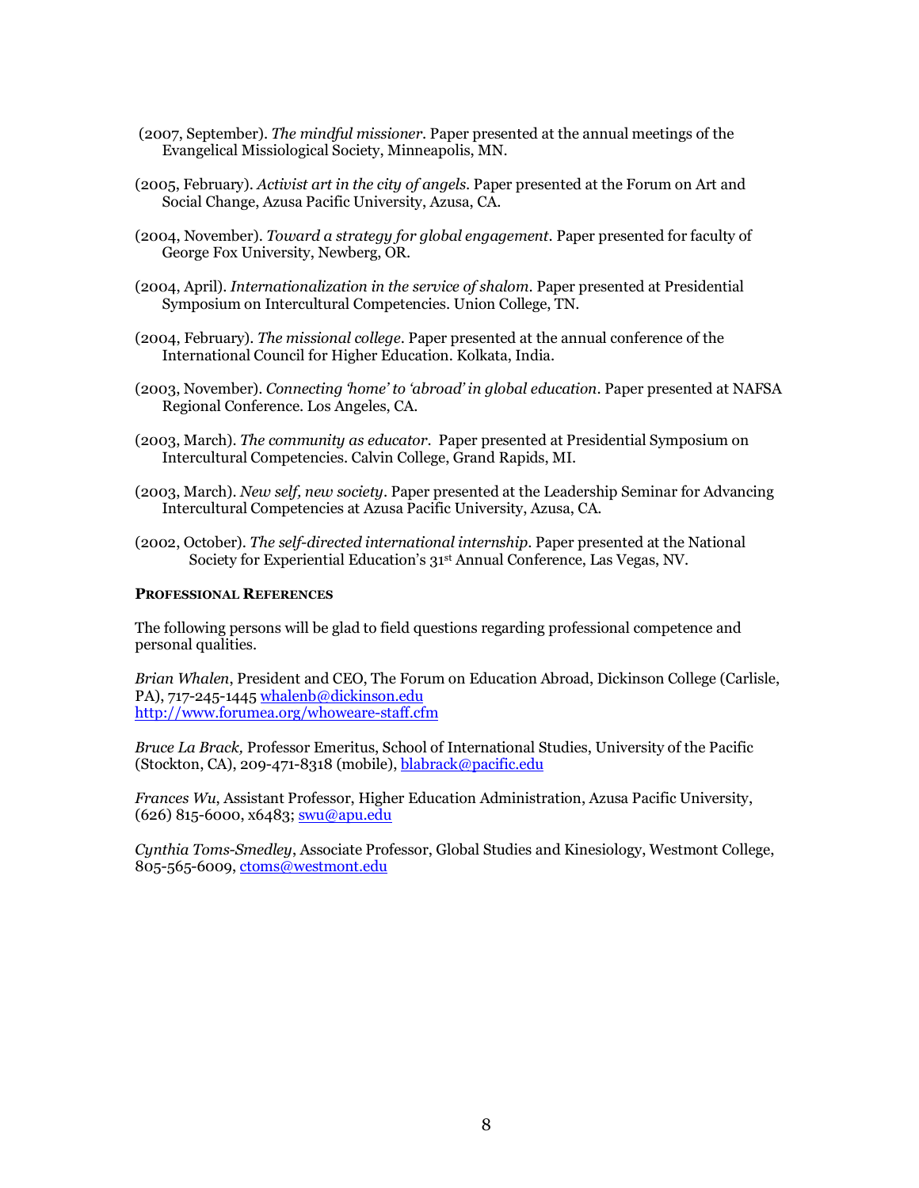(2007, September). *The mindful missioner*. Paper presented at the annual meetings of the Evangelical Missiological Society, Minneapolis, MN.

(2005, February). *Activist art in the city of angels*. Paper presented at the Forum on Art and Social Change, Azusa Pacific University, Azusa, CA.

(2004, November). *Toward a strategy for global engagement*. Paper presented for faculty of George Fox University, Newberg, OR.

(2004, April). *Internationalization in the service of shalom*. Paper presented at Presidential Symposium on Intercultural Competencies. Union College, TN.

(2004, February). *The missional college*. Paper presented at the annual conference of the International Council for Higher Education. Kolkata, India.

(2003, November). *Connecting 'home' to 'abroad' in global education*. Paper presented at NAFSA Regional Conference. Los Angeles, CA.

(2003, March). *The community as educator*. Paper presented at Presidential Symposium on Intercultural Competencies. Calvin College, Grand Rapids, MI.

(2003, March). *New self, new society*. Paper presented at the Leadership Seminar for Advancing Intercultural Competencies at Azusa Pacific University, Azusa, CA.

(2002, October). *The self-directed international internship*. Paper presented at the National Society for Experiential Education's 31st Annual Conference, Las Vegas, NV.

**PROFESSIONAL REFERENCES**

The following persons will be glad to field questions regarding professional competence and personal qualities.

*Brian Whalen*, President and CEO, The Forum on Education Abroad, Dickinson College (Carlisle, PA), 717-245-1445 whalenb@dickinson.edu
http://www.forumea.org/whoweare-staff.cfm

*Bruce La Brack,* Professor Emeritus, School of International Studies, University of the Pacific (Stockton, CA), 209-471-8318 (mobile), blabrack@pacific.edu

*Frances Wu*, Assistant Professor, Higher Education Administration, Azusa Pacific University, (626) 815-6000, x6483; swu@apu.edu

*Cynthia Toms-Smedley*, Associate Professor, Global Studies and Kinesiology, Westmont College, 805-565-6009, ctoms@westmont.edu